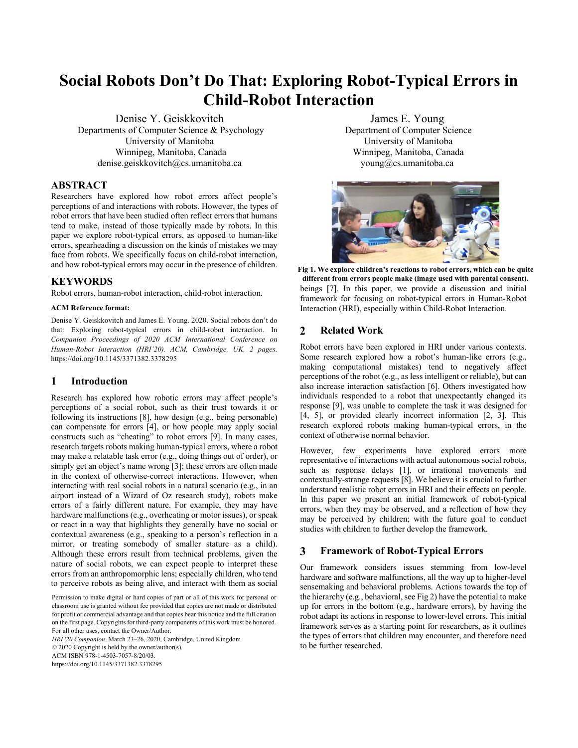# Social Robots Don't Do That: Exploring Robot-Typical Errors in Child-Robot Interaction

Denise Y. Geiskkovitch
Departments of Computer Science & Psychology
University of Manitoba
Winnipeg, Manitoba, Canada
denise.geiskkovitch@cs.umanitoba.ca

James E. Young
Department of Computer Science
University of Manitoba
Winnipeg, Manitoba, Canada
young@cs.umanitoba.ca

## ABSTRACT

Researchers have explored how robot errors affect people's perceptions of and interactions with robots. However, the types of robot errors that have been studied often reflect errors that humans tend to make, instead of those typically made by robots. In this paper we explore robot-typical errors, as opposed to human-like errors, spearheading a discussion on the kinds of mistakes we may face from robots. We specifically focus on child-robot interaction, and how robot-typical errors may occur in the presence of children.

## KEYWORDS

Robot errors, human-robot interaction, child-robot interaction.

**ACM Reference format:**

Denise Y. Geiskkovitch and James E. Young. 2020. Social robots don't do that: Exploring robot-typical errors in child-robot interaction. In *Companion Proceedings of 2020 ACM International Conference on Human-Robot Interaction (HRI'20). ACM, Cambridge, UK, 2 pages.* https://doi.org/10.1145/3371382.3378295

## 1 Introduction

Research has explored how robotic errors may affect people's perceptions of a social robot, such as their trust towards it or following its instructions [8], how design (e.g., being personable) can compensate for errors [4], or how people may apply social constructs such as "cheating" to robot errors [9]. In many cases, research targets robots making human-typical errors, where a robot may make a relatable task error (e.g., doing things out of order), or simply get an object's name wrong [3]; these errors are often made in the context of otherwise-correct interactions. However, when interacting with real social robots in a natural scenario (e.g., in an airport instead of a Wizard of Oz research study), robots make errors of a fairly different nature. For example, they may have hardware malfunctions (e.g., overheating or motor issues), or speak or react in a way that highlights they generally have no social or contextual awareness (e.g., speaking to a person's reflection in a mirror, or treating somebody of smaller stature as a child). Although these errors result from technical problems, given the nature of social robots, we can expect people to interpret these errors from an anthropomorphic lens; especially children, who tend to perceive robots as being alive, and interact with them as social beings [7]. In this paper, we provide a discussion and initial framework for focusing on robot-typical errors in Human-Robot Interaction (HRI), especially within Child-Robot Interaction.

Permission to make digital or hard copies of part or all of this work for personal or classroom use is granted without fee provided that copies are not made or distributed for profit or commercial advantage and that copies bear this notice and the full citation on the first page. Copyrights for third-party components of this work must be honored. For all other uses, contact the Owner/Author.
*HRI '20 Companion*, March 23–26, 2020, Cambridge, United Kingdom
© 2020 Copyright is held by the owner/author(s).
ACM ISBN 978-1-4503-7057-8/20/03.
https://doi.org/10.1145/3371382.3378295

**Fig 1. We explore children's reactions to robot errors, which can be quite different from errors people make (image used with parental consent).**

## 2 Related Work

Robot errors have been explored in HRI under various contexts. Some research explored how a robot's human-like errors (e.g., making computational mistakes) tend to negatively affect perceptions of the robot (e.g., as less intelligent or reliable), but can also increase interaction satisfaction [6]. Others investigated how individuals responded to a robot that unexpectantly changed its response [9], was unable to complete the task it was designed for [4, 5], or provided clearly incorrect information [2, 3]. This research explored robots making human-typical errors, in the context of otherwise normal behavior.

However, few experiments have explored errors more representative of interactions with actual autonomous social robots, such as response delays [1], or irrational movements and contextually-strange requests [8]. We believe it is crucial to further understand realistic robot errors in HRI and their effects on people. In this paper we present an initial framework of robot-typical errors, when they may be observed, and a reflection of how they may be perceived by children; with the future goal to conduct studies with children to further develop the framework.

## 3 Framework of Robot-Typical Errors

Our framework considers issues stemming from low-level hardware and software malfunctions, all the way up to higher-level sensemaking and behavioral problems. Actions towards the top of the hierarchy (e.g., behavioral, see Fig 2) have the potential to make up for errors in the bottom (e.g., hardware errors), by having the robot adapt its actions in response to lower-level errors. This initial framework serves as a starting point for researchers, as it outlines the types of errors that children may encounter, and therefore need to be further researched.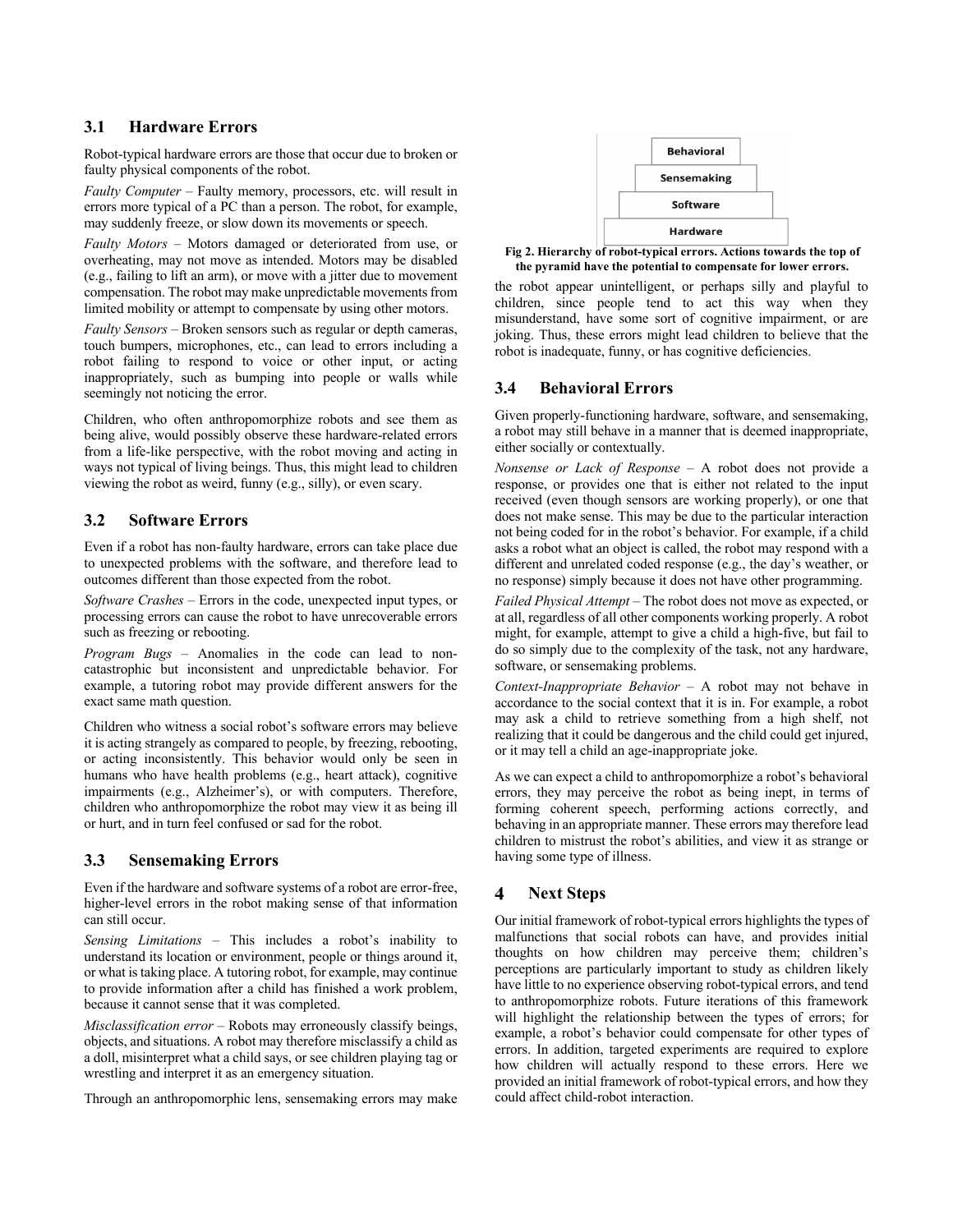## 3.1 Hardware Errors

Robot-typical hardware errors are those that occur due to broken or faulty physical components of the robot.

*Faulty Computer* – Faulty memory, processors, etc. will result in errors more typical of a PC than a person. The robot, for example, may suddenly freeze, or slow down its movements or speech.

*Faulty Motors* – Motors damaged or deteriorated from use, or overheating, may not move as intended. Motors may be disabled (e.g., failing to lift an arm), or move with a jitter due to movement compensation. The robot may make unpredictable movements from limited mobility or attempt to compensate by using other motors.

*Faulty Sensors* – Broken sensors such as regular or depth cameras, touch bumpers, microphones, etc., can lead to errors including a robot failing to respond to voice or other input, or acting inappropriately, such as bumping into people or walls while seemingly not noticing the error.

Children, who often anthropomorphize robots and see them as being alive, would possibly observe these hardware-related errors from a life-like perspective, with the robot moving and acting in ways not typical of living beings. Thus, this might lead to children viewing the robot as weird, funny (e.g., silly), or even scary.

## 3.2 Software Errors

Even if a robot has non-faulty hardware, errors can take place due to unexpected problems with the software, and therefore lead to outcomes different than those expected from the robot.

*Software Crashes* – Errors in the code, unexpected input types, or processing errors can cause the robot to have unrecoverable errors such as freezing or rebooting.

*Program Bugs* – Anomalies in the code can lead to non-catastrophic but inconsistent and unpredictable behavior. For example, a tutoring robot may provide different answers for the exact same math question.

Children who witness a social robot's software errors may believe it is acting strangely as compared to people, by freezing, rebooting, or acting inconsistently. This behavior would only be seen in humans who have health problems (e.g., heart attack), cognitive impairments (e.g., Alzheimer's), or with computers. Therefore, children who anthropomorphize the robot may view it as being ill or hurt, and in turn feel confused or sad for the robot.

## 3.3 Sensemaking Errors

Even if the hardware and software systems of a robot are error-free, higher-level errors in the robot making sense of that information can still occur.

*Sensing Limitations* – This includes a robot's inability to understand its location or environment, people or things around it, or what is taking place. A tutoring robot, for example, may continue to provide information after a child has finished a work problem, because it cannot sense that it was completed.

*Misclassification error* – Robots may erroneously classify beings, objects, and situations. A robot may therefore misclassify a child as a doll, misinterpret what a child says, or see children playing tag or wrestling and interpret it as an emergency situation.

Through an anthropomorphic lens, sensemaking errors may make the robot appear unintelligent, or perhaps silly and playful to children, since people tend to act this way when they misunderstand, have some sort of cognitive impairment, or are joking. Thus, these errors might lead children to believe that the robot is inadequate, funny, or has cognitive deficiencies.

| Behavioral |
|---|
| Sensemaking |
| Software |
| Hardware |

**Fig 2. Hierarchy of robot-typical errors. Actions towards the top of the pyramid have the potential to compensate for lower errors.**

## 3.4 Behavioral Errors

Given properly-functioning hardware, software, and sensemaking, a robot may still behave in a manner that is deemed inappropriate, either socially or contextually.

*Nonsense or Lack of Response* – A robot does not provide a response, or provides one that is either not related to the input received (even though sensors are working properly), or one that does not make sense. This may be due to the particular interaction not being coded for in the robot's behavior. For example, if a child asks a robot what an object is called, the robot may respond with a different and unrelated coded response (e.g., the day's weather, or no response) simply because it does not have other programming.

*Failed Physical Attempt* – The robot does not move as expected, or at all, regardless of all other components working properly. A robot might, for example, attempt to give a child a high-five, but fail to do so simply due to the complexity of the task, not any hardware, software, or sensemaking problems.

*Context-Inappropriate Behavior* – A robot may not behave in accordance to the social context that it is in. For example, a robot may ask a child to retrieve something from a high shelf, not realizing that it could be dangerous and the child could get injured, or it may tell a child an age-inappropriate joke.

As we can expect a child to anthropomorphize a robot's behavioral errors, they may perceive the robot as being inept, in terms of forming coherent speech, performing actions correctly, and behaving in an appropriate manner. These errors may therefore lead children to mistrust the robot's abilities, and view it as strange or having some type of illness.

# 4 Next Steps

Our initial framework of robot-typical errors highlights the types of malfunctions that social robots can have, and provides initial thoughts on how children may perceive them; children's perceptions are particularly important to study as children likely have little to no experience observing robot-typical errors, and tend to anthropomorphize robots. Future iterations of this framework will highlight the relationship between the types of errors; for example, a robot's behavior could compensate for other types of errors. In addition, targeted experiments are required to explore how children will actually respond to these errors. Here we provided an initial framework of robot-typical errors, and how they could affect child-robot interaction.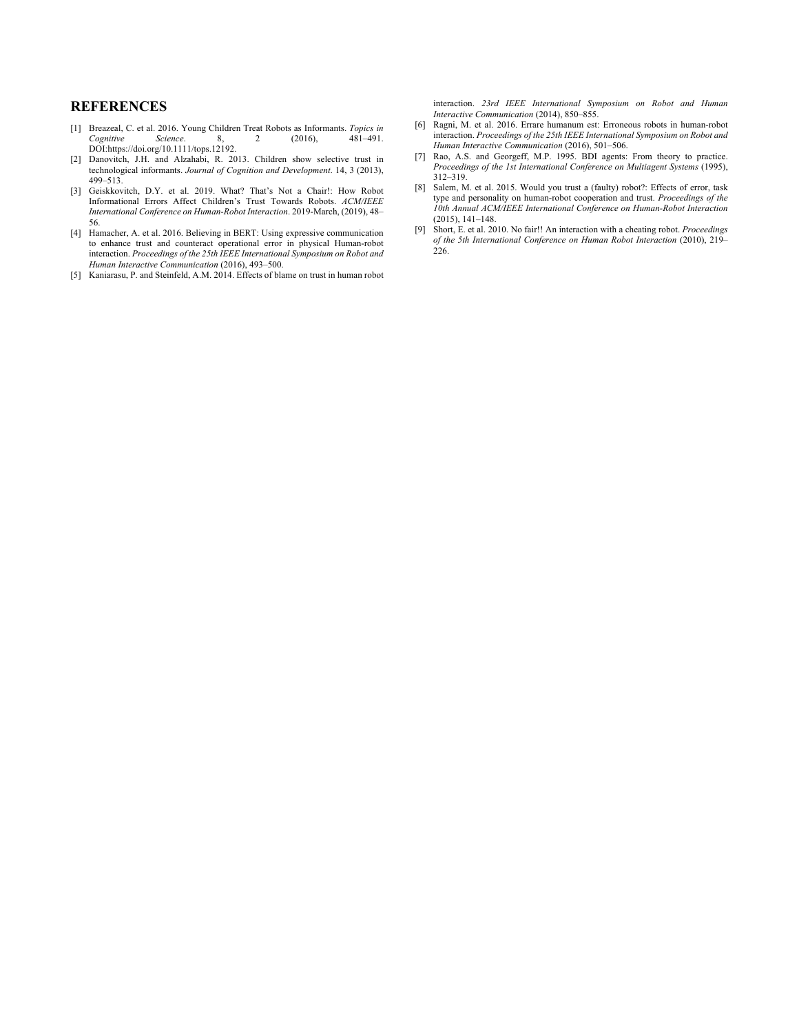## REFERENCES

[1] Breazeal, C. et al. 2016. Young Children Treat Robots as Informants. *Topics in Cognitive Science*. 8, 2 (2016), 481–491. DOI:https://doi.org/10.1111/tops.12192.

[2] Danovitch, J.H. and Alzahabi, R. 2013. Children show selective trust in technological informants. *Journal of Cognition and Development*. 14, 3 (2013), 499–513.

[3] Geiskkovitch, D.Y. et al. 2019. What? That's Not a Chair!: How Robot Informational Errors Affect Children's Trust Towards Robots. *ACM/IEEE International Conference on Human-Robot Interaction*. 2019-March, (2019), 48–56.

[4] Hamacher, A. et al. 2016. Believing in BERT: Using expressive communication to enhance trust and counteract operational error in physical Human-robot interaction. *Proceedings of the 25th IEEE International Symposium on Robot and Human Interactive Communication* (2016), 493–500.

[5] Kaniarasu, P. and Steinfeld, A.M. 2014. Effects of blame on trust in human robot interaction. *23rd IEEE International Symposium on Robot and Human Interactive Communication* (2014), 850–855.

[6] Ragni, M. et al. 2016. Errare humanum est: Erroneous robots in human-robot interaction. *Proceedings of the 25th IEEE International Symposium on Robot and Human Interactive Communication* (2016), 501–506.

[7] Rao, A.S. and Georgeff, M.P. 1995. BDI agents: From theory to practice. *Proceedings of the 1st International Conference on Multiagent Systems* (1995), 312–319.

[8] Salem, M. et al. 2015. Would you trust a (faulty) robot?: Effects of error, task type and personality on human-robot cooperation and trust. *Proceedings of the 10th Annual ACM/IEEE International Conference on Human-Robot Interaction* (2015), 141–148.

[9] Short, E. et al. 2010. No fair!! An interaction with a cheating robot. *Proceedings of the 5th International Conference on Human Robot Interaction* (2010), 219–226.